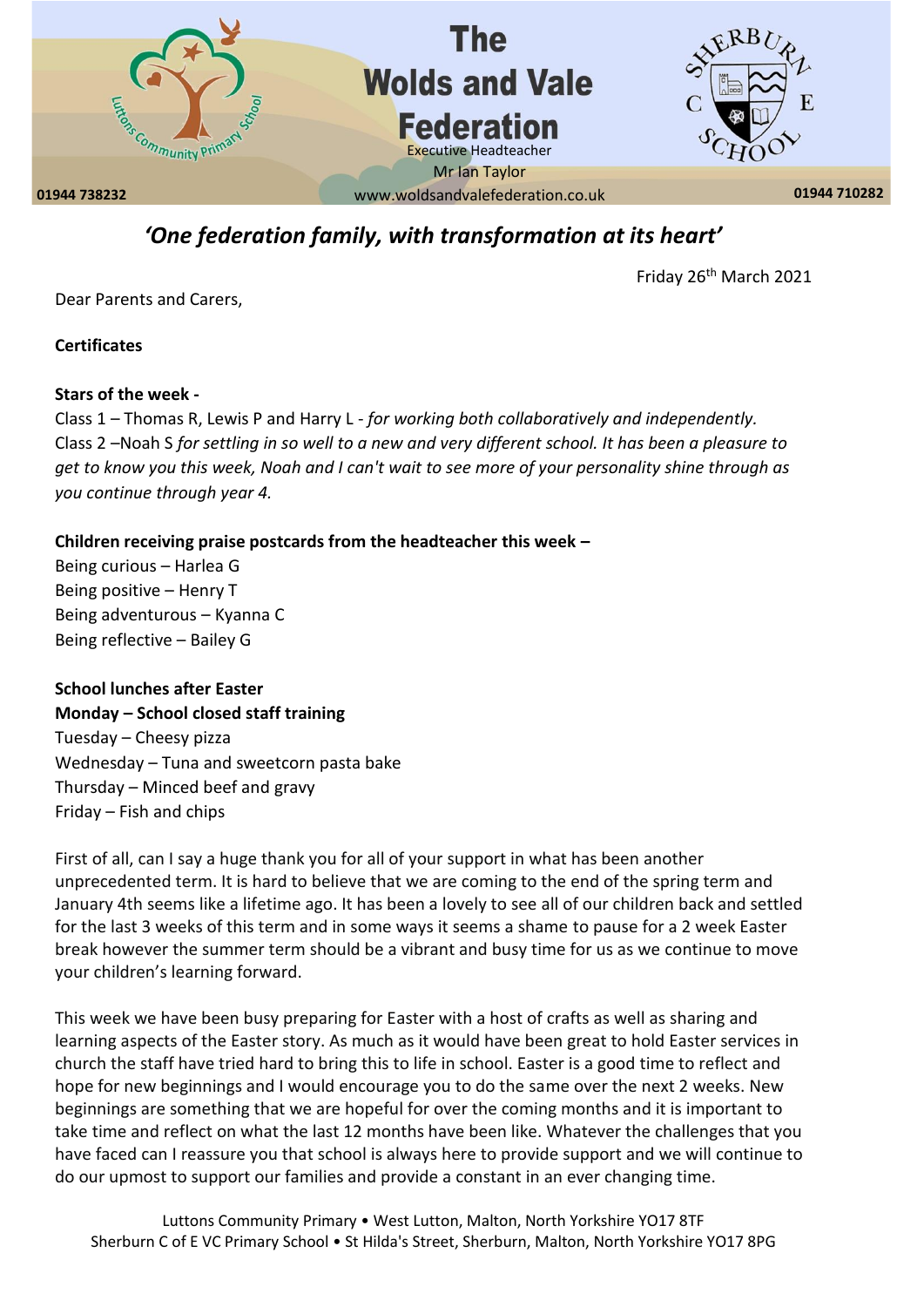# The Wolds and Vale Federation

Executive Headteacher
Mr Ian Taylor

01944 738232 | www.woldsandvalefederation.co.uk | 01944 710282

## *'One federation family, with transformation at its heart'*

Friday 26th March 2021

Dear Parents and Carers,

**Certificates**

**Stars of the week -**

Class 1 – Thomas R, Lewis P and Harry L - *for working both collaboratively and independently.*

Class 2 –Noah S *for settling in so well to a new and very different school. It has been a pleasure to get to know you this week, Noah and I can't wait to see more of your personality shine through as you continue through year 4.*

**Children receiving praise postcards from the headteacher this week –**

Being curious – Harlea G
Being positive – Henry T
Being adventurous – Kyanna C
Being reflective – Bailey G

**School lunches after Easter**

**Monday – School closed staff training**

Tuesday – Cheesy pizza
Wednesday – Tuna and sweetcorn pasta bake
Thursday – Minced beef and gravy
Friday – Fish and chips

First of all, can I say a huge thank you for all of your support in what has been another unprecedented term. It is hard to believe that we are coming to the end of the spring term and January 4th seems like a lifetime ago. It has been a lovely to see all of our children back and settled for the last 3 weeks of this term and in some ways it seems a shame to pause for a 2 week Easter break however the summer term should be a vibrant and busy time for us as we continue to move your children's learning forward.

This week we have been busy preparing for Easter with a host of crafts as well as sharing and learning aspects of the Easter story. As much as it would have been great to hold Easter services in church the staff have tried hard to bring this to life in school. Easter is a good time to reflect and hope for new beginnings and I would encourage you to do the same over the next 2 weeks. New beginnings are something that we are hopeful for over the coming months and it is important to take time and reflect on what the last 12 months have been like. Whatever the challenges that you have faced can I reassure you that school is always here to provide support and we will continue to do our upmost to support our families and provide a constant in an ever changing time.

Luttons Community Primary • West Lutton, Malton, North Yorkshire YO17 8TF
Sherburn C of E VC Primary School • St Hilda's Street, Sherburn, Malton, North Yorkshire YO17 8PG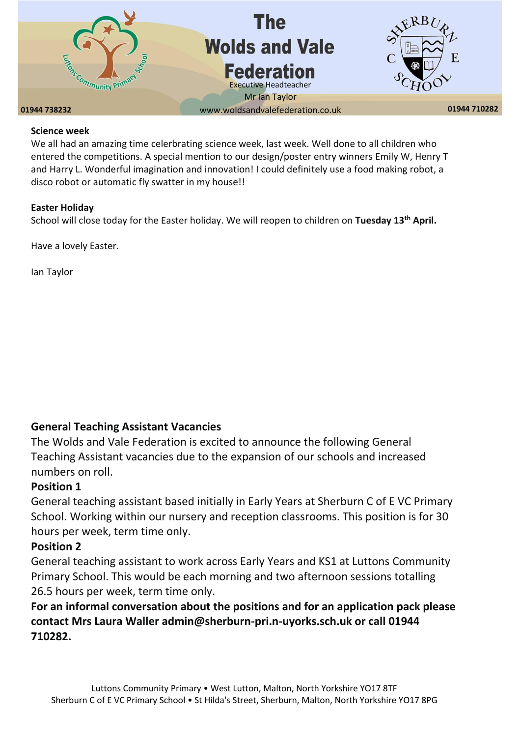**Science week**

We all had an amazing time celerbrating science week, last week. Well done to all children who entered the competitions. A special mention to our design/poster entry winners Emily W, Henry T and Harry L. Wonderful imagination and innovation! I could definitely use a food making robot, a disco robot or automatic fly swatter in my house!!

**Easter Holiday**

School will close today for the Easter holiday. We will reopen to children on **Tuesday 13th April.**

Have a lovely Easter.

Ian Taylor

## General Teaching Assistant Vacancies

The Wolds and Vale Federation is excited to announce the following General Teaching Assistant vacancies due to the expansion of our schools and increased numbers on roll.

**Position 1**

General teaching assistant based initially in Early Years at Sherburn C of E VC Primary School. Working within our nursery and reception classrooms. This position is for 30 hours per week, term time only.

**Position 2**

General teaching assistant to work across Early Years and KS1 at Luttons Community Primary School. This would be each morning and two afternoon sessions totalling 26.5 hours per week, term time only.

**For an informal conversation about the positions and for an application pack please contact Mrs Laura Waller admin@sherburn-pri.n-uyorks.sch.uk or call 01944 710282.**